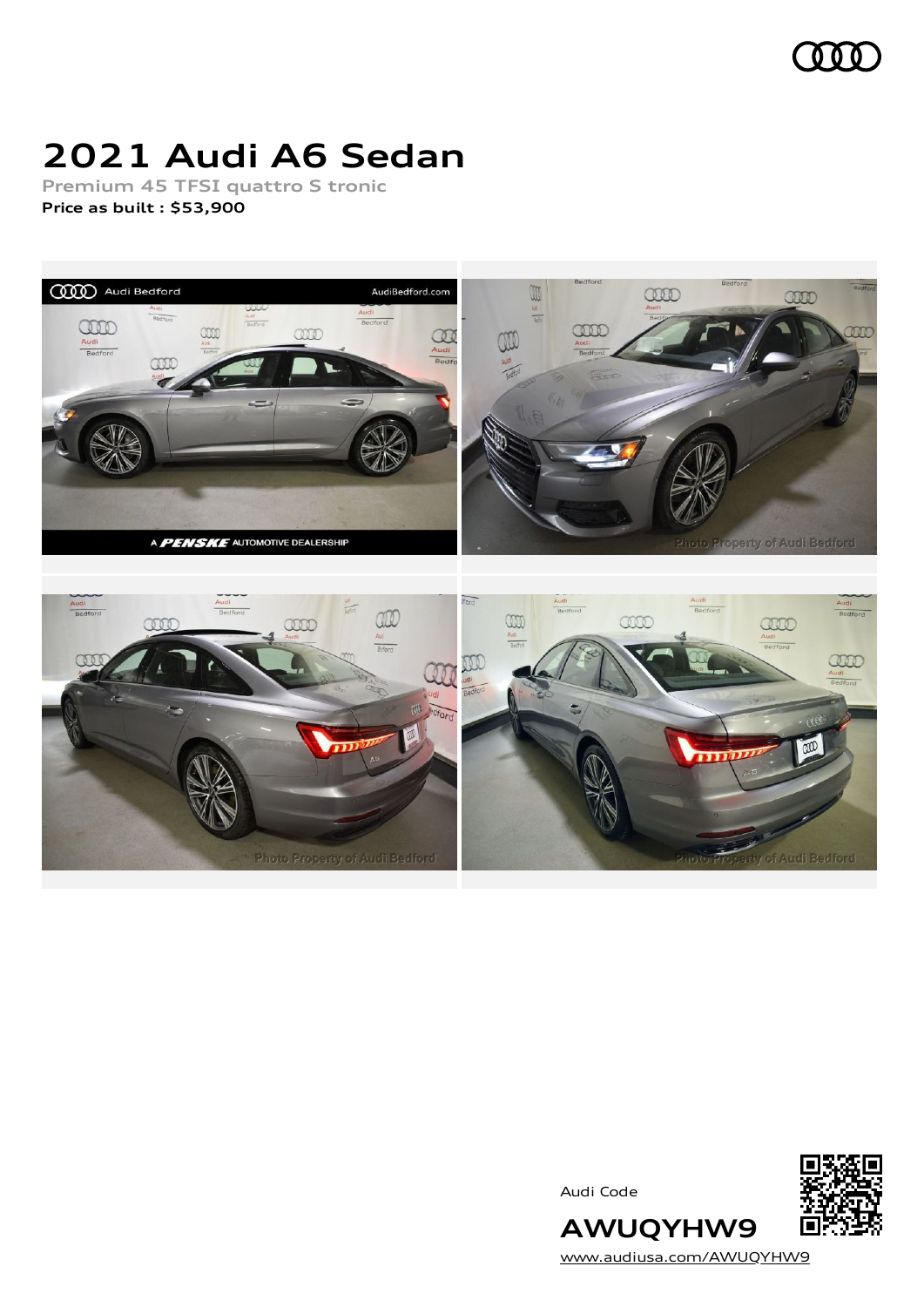# 2021 Audi A6 Sedan

**Premium 45 TFSI quattro S tronic**

**Price as built : $53,900**

Audi Code

**AWUQYHW9**

www.audiusa.com/AWUQYHW9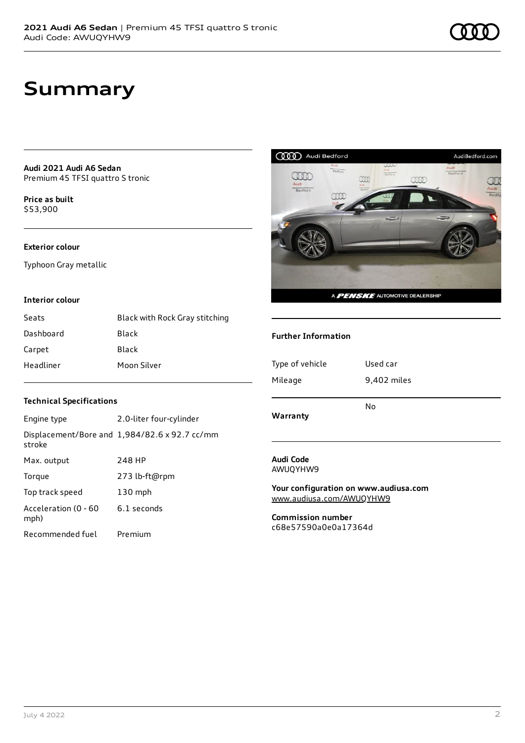# Summary

**Audi 2021 Audi A6 Sedan**
Premium 45 TFSI quattro S tronic

**Price as built**
$53,900

### Exterior colour

Typhoon Gray metallic

### Interior colour

| | |
|---|---|
| Seats | Black with Rock Gray stitching |
| Dashboard | Black |
| Carpet | Black |
| Headliner | Moon Silver |

### Technical Specifications

| | |
|---|---|
| Engine type | 2.0-liter four-cylinder |
| Displacement/Bore and stroke | 1,984/82.6 x 92.7 cc/mm |
| Max. output | 248 HP |
| Torque | 273 lb-ft@rpm |
| Top track speed | 130 mph |
| Acceleration (0 - 60 mph) | 6.1 seconds |
| Recommended fuel | Premium |

### Further Information

| | |
|---|---|
| Type of vehicle | Used car |
| Mileage | 9,402 miles |
| **Warranty** | No |

**Audi Code**
AWUQYHW9

**Your configuration on www.audiusa.com**
www.audiusa.com/AWUQYHW9

**Commission number**
c68e57590a0e0a17364d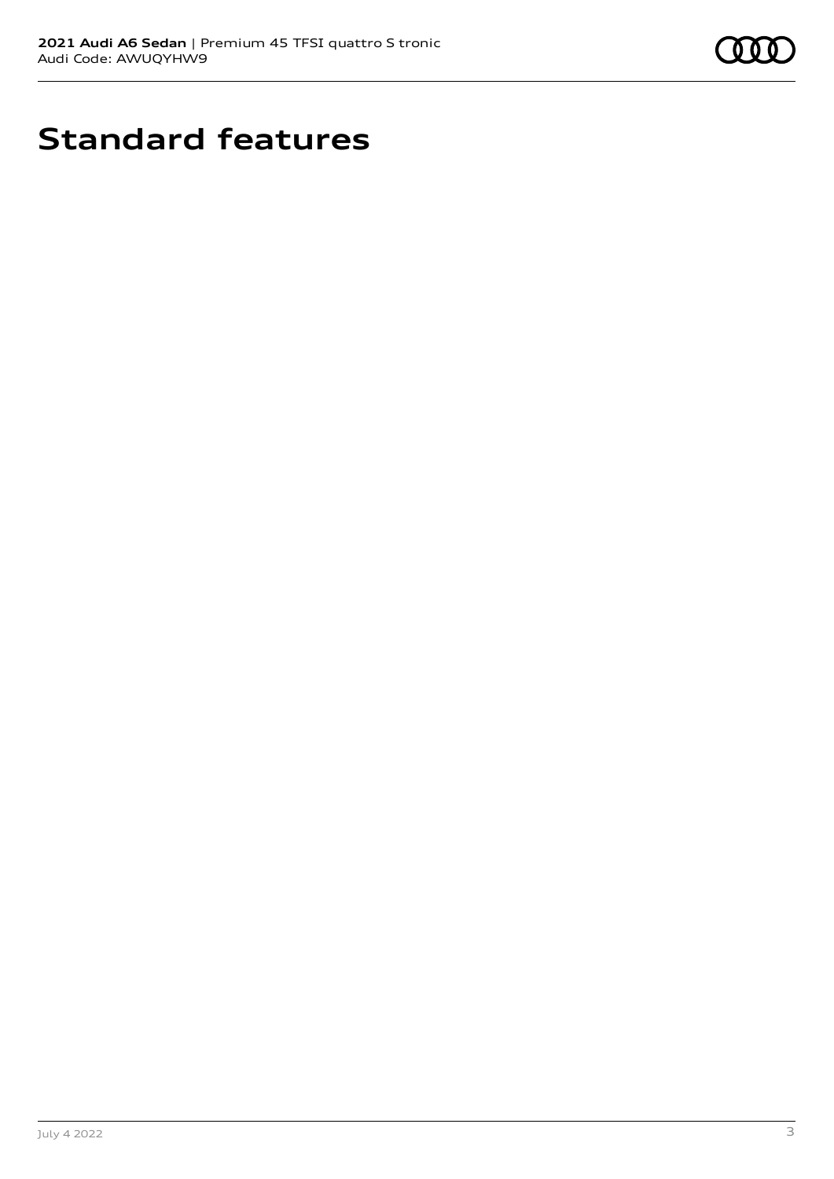# Standard features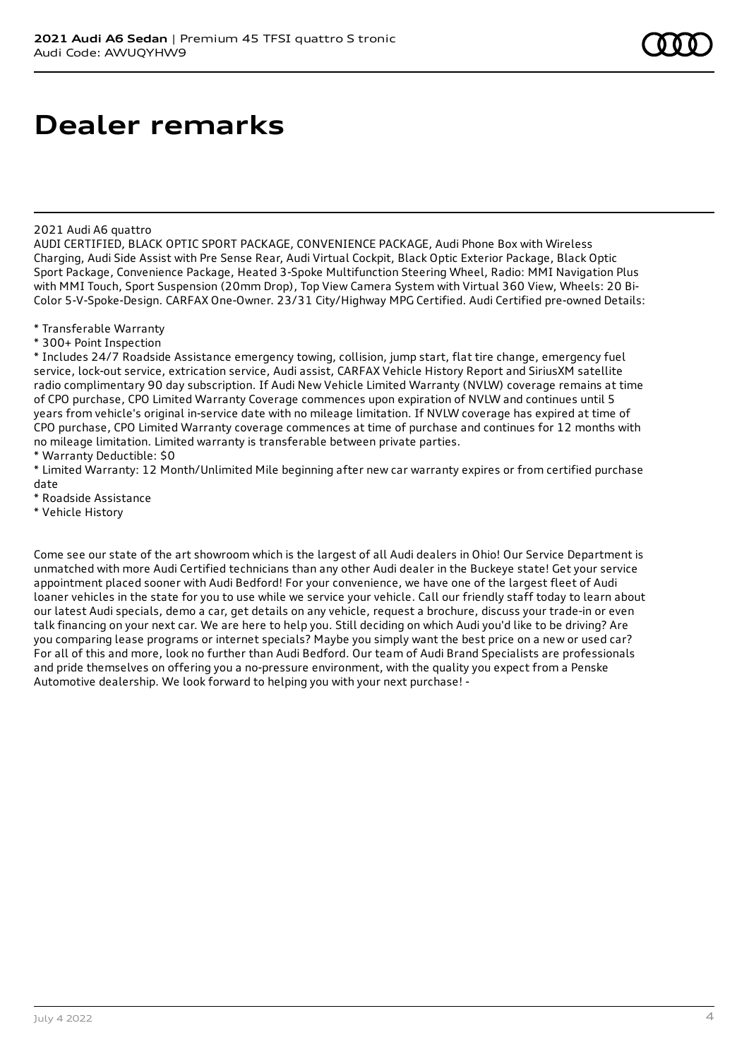# Dealer remarks

2021 Audi A6 quattro
AUDI CERTIFIED, BLACK OPTIC SPORT PACKAGE, CONVENIENCE PACKAGE, Audi Phone Box with Wireless Charging, Audi Side Assist with Pre Sense Rear, Audi Virtual Cockpit, Black Optic Exterior Package, Black Optic Sport Package, Convenience Package, Heated 3-Spoke Multifunction Steering Wheel, Radio: MMI Navigation Plus with MMI Touch, Sport Suspension (20mm Drop), Top View Camera System with Virtual 360 View, Wheels: 20 Bi-Color 5-V-Spoke-Design. CARFAX One-Owner. 23/31 City/Highway MPG Certified. Audi Certified pre-owned Details:

* Transferable Warranty
* 300+ Point Inspection
* Includes 24/7 Roadside Assistance emergency towing, collision, jump start, flat tire change, emergency fuel service, lock-out service, extrication service, Audi assist, CARFAX Vehicle History Report and SiriusXM satellite radio complimentary 90 day subscription. If Audi New Vehicle Limited Warranty (NVLW) coverage remains at time of CPO purchase, CPO Limited Warranty Coverage commences upon expiration of NVLW and continues until 5 years from vehicle's original in-service date with no mileage limitation. If NVLW coverage has expired at time of CPO purchase, CPO Limited Warranty coverage commences at time of purchase and continues for 12 months with no mileage limitation. Limited warranty is transferable between private parties.
* Warranty Deductible: $0
* Limited Warranty: 12 Month/Unlimited Mile beginning after new car warranty expires or from certified purchase date
* Roadside Assistance
* Vehicle History

Come see our state of the art showroom which is the largest of all Audi dealers in Ohio! Our Service Department is unmatched with more Audi Certified technicians than any other Audi dealer in the Buckeye state! Get your service appointment placed sooner with Audi Bedford! For your convenience, we have one of the largest fleet of Audi loaner vehicles in the state for you to use while we service your vehicle. Call our friendly staff today to learn about our latest Audi specials, demo a car, get details on any vehicle, request a brochure, discuss your trade-in or even talk financing on your next car. We are here to help you. Still deciding on which Audi you'd like to be driving? Are you comparing lease programs or internet specials? Maybe you simply want the best price on a new or used car? For all of this and more, look no further than Audi Bedford. Our team of Audi Brand Specialists are professionals and pride themselves on offering you a no-pressure environment, with the quality you expect from a Penske Automotive dealership. We look forward to helping you with your next purchase! -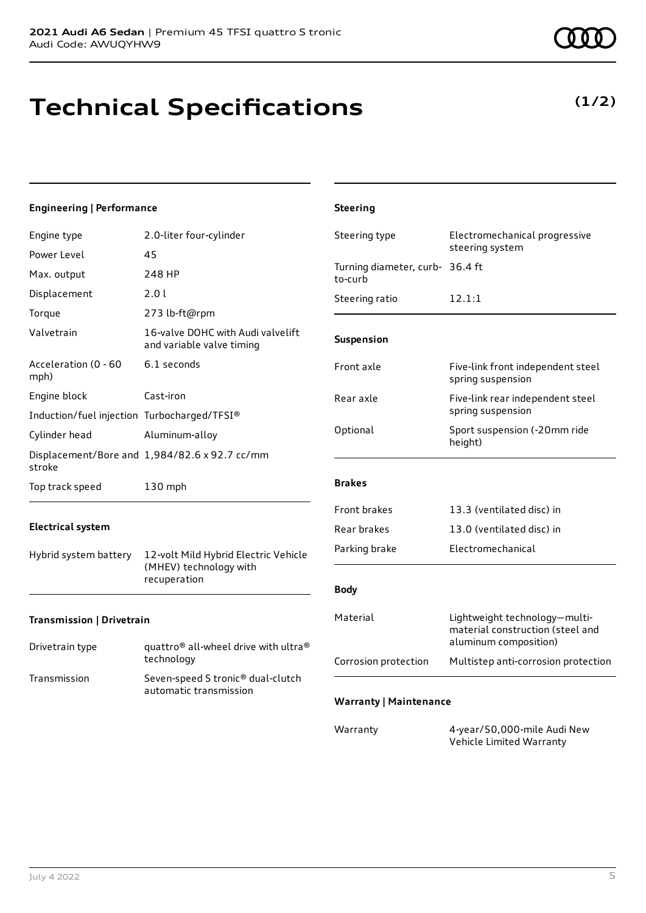# Technical Specifications

**(1/2)**

### Engineering | Performance

| | |
|---|---|
| Engine type | 2.0-liter four-cylinder |
| Power Level | 45 |
| Max. output | 248 HP |
| Displacement | 2.0 l |
| Torque | 273 lb-ft@rpm |
| Valvetrain | 16-valve DOHC with Audi valvelift and variable valve timing |
| Acceleration (0 - 60 mph) | 6.1 seconds |
| Engine block | Cast-iron |
| Induction/fuel injection | Turbocharged/TFSI® |
| Cylinder head | Aluminum-alloy |
| Displacement/Bore and stroke | 1,984/82.6 x 92.7 cc/mm |
| Top track speed | 130 mph |

### Electrical system

| | |
|---|---|
| Hybrid system battery | 12-volt Mild Hybrid Electric Vehicle (MHEV) technology with recuperation |

### Transmission | Drivetrain

| | |
|---|---|
| Drivetrain type | quattro® all-wheel drive with ultra® technology |
| Transmission | Seven-speed S tronic® dual-clutch automatic transmission |

### Steering

| | |
|---|---|
| Steering type | Electromechanical progressive steering system |
| Turning diameter, curb-to-curb | 36.4 ft |
| Steering ratio | 12.1:1 |

### Suspension

| | |
|---|---|
| Front axle | Five-link front independent steel spring suspension |
| Rear axle | Five-link rear independent steel spring suspension |
| Optional | Sport suspension (-20mm ride height) |

### Brakes

| | |
|---|---|
| Front brakes | 13.3 (ventilated disc) in |
| Rear brakes | 13.0 (ventilated disc) in |
| Parking brake | Electromechanical |

### Body

| | |
|---|---|
| Material | Lightweight technology—multi-material construction (steel and aluminum composition) |
| Corrosion protection | Multistep anti-corrosion protection |

### Warranty | Maintenance

| | |
|---|---|
| Warranty | 4-year/50,000-mile Audi New Vehicle Limited Warranty |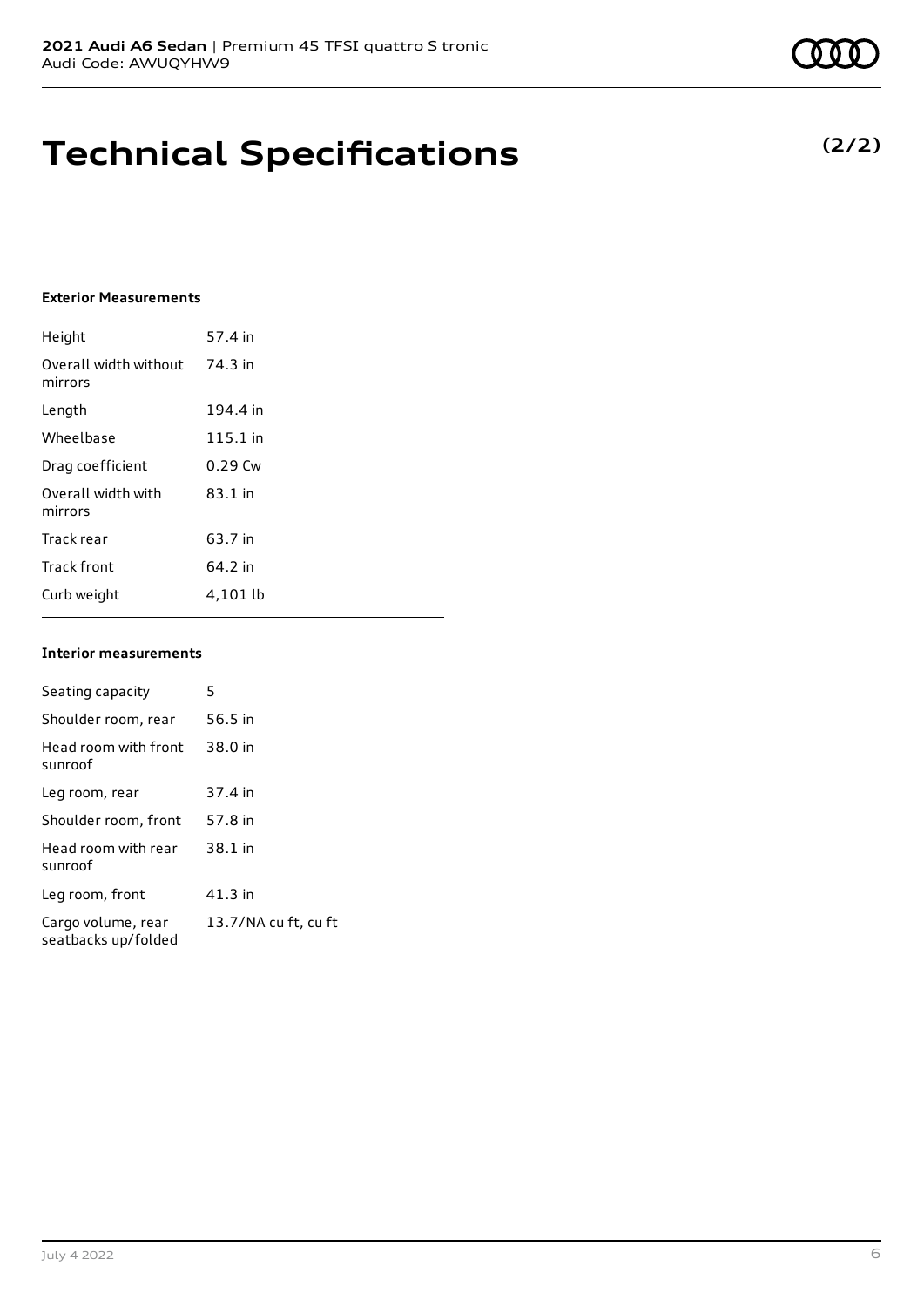# Technical Specifications

**(2/2)**

### Exterior Measurements

| | |
|---|---|
| Height | 57.4 in |
| Overall width without mirrors | 74.3 in |
| Length | 194.4 in |
| Wheelbase | 115.1 in |
| Drag coefficient | 0.29 Cw |
| Overall width with mirrors | 83.1 in |
| Track rear | 63.7 in |
| Track front | 64.2 in |
| Curb weight | 4,101 lb |

### Interior measurements

| | |
|---|---|
| Seating capacity | 5 |
| Shoulder room, rear | 56.5 in |
| Head room with front sunroof | 38.0 in |
| Leg room, rear | 37.4 in |
| Shoulder room, front | 57.8 in |
| Head room with rear sunroof | 38.1 in |
| Leg room, front | 41.3 in |
| Cargo volume, rear seatbacks up/folded | 13.7/NA cu ft, cu ft |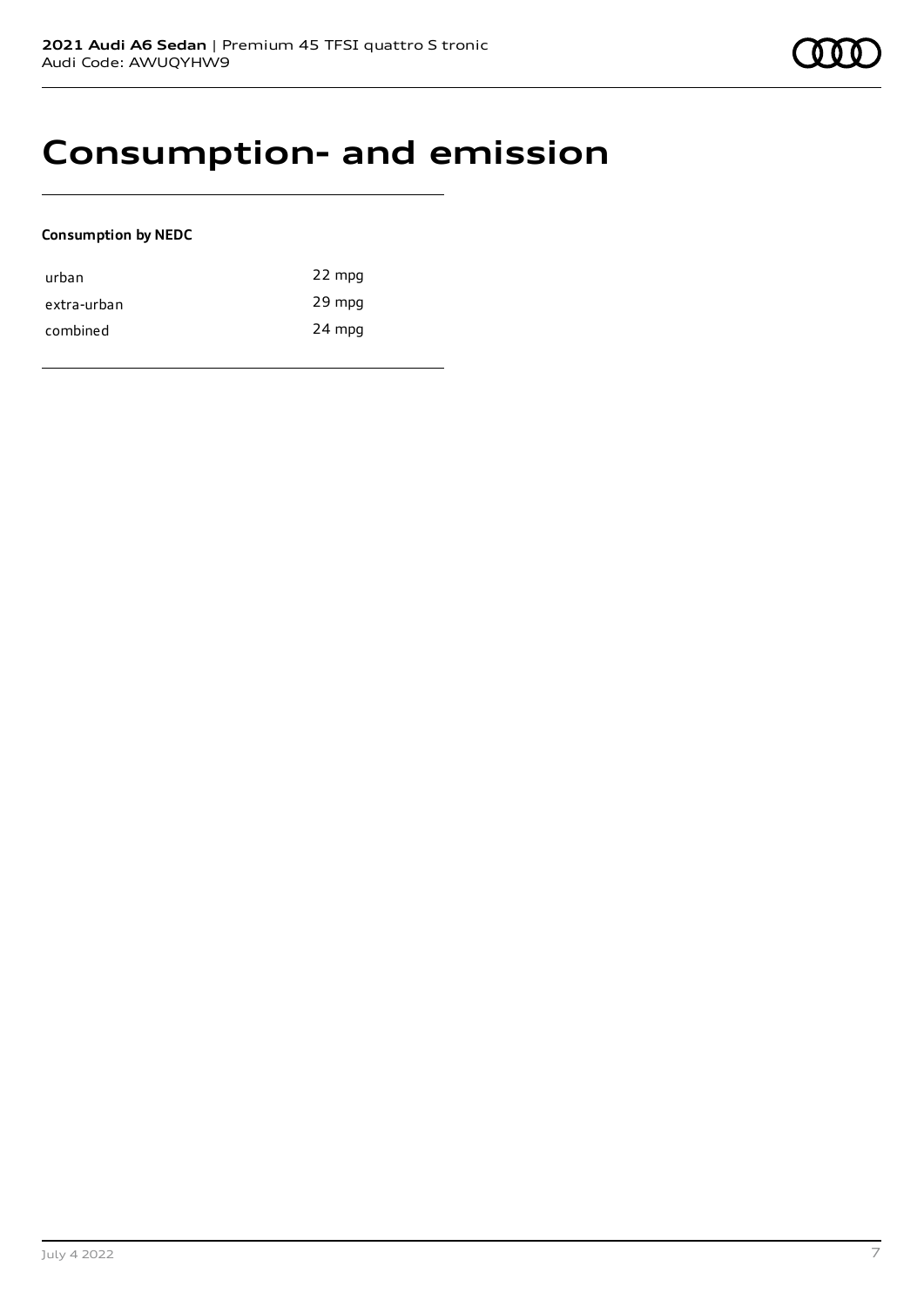# Consumption- and emission

**Consumption by NEDC**

| | |
|---|---|
| urban | 22 mpg |
| extra-urban | 29 mpg |
| combined | 24 mpg |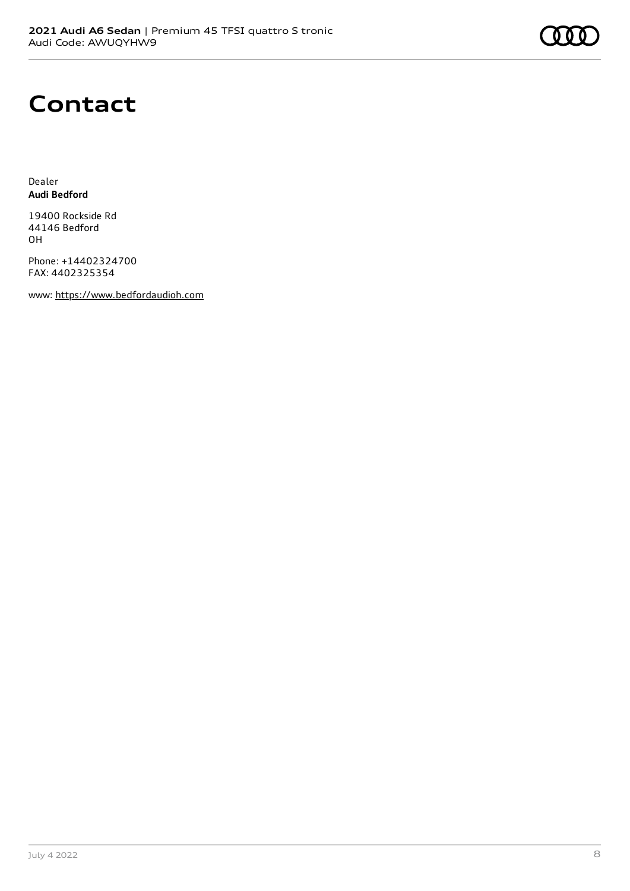# Contact

Dealer
**Audi Bedford**

19400 Rockside Rd
44146 Bedford
OH

Phone: +14402324700
FAX: 4402325354

www: https://www.bedfordaudioh.com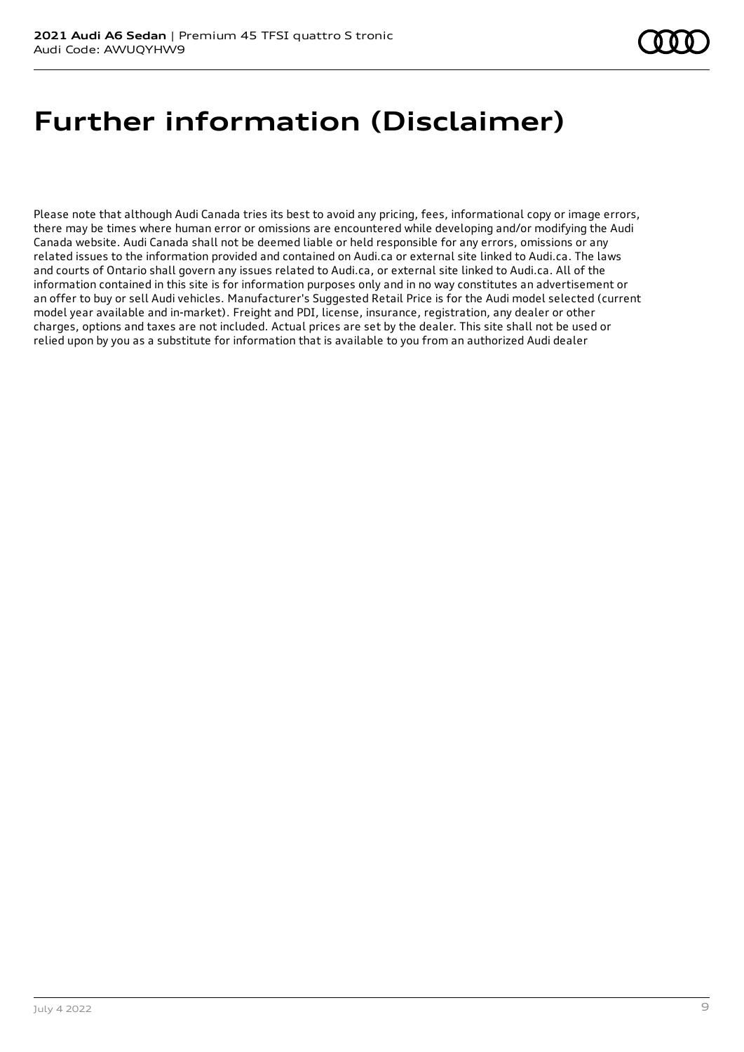# Further information (Disclaimer)

Please note that although Audi Canada tries its best to avoid any pricing, fees, informational copy or image errors, there may be times where human error or omissions are encountered while developing and/or modifying the Audi Canada website. Audi Canada shall not be deemed liable or held responsible for any errors, omissions or any related issues to the information provided and contained on Audi.ca or external site linked to Audi.ca. The laws and courts of Ontario shall govern any issues related to Audi.ca, or external site linked to Audi.ca. All of the information contained in this site is for information purposes only and in no way constitutes an advertisement or an offer to buy or sell Audi vehicles. Manufacturer's Suggested Retail Price is for the Audi model selected (current model year available and in-market). Freight and PDI, license, insurance, registration, any dealer or other charges, options and taxes are not included. Actual prices are set by the dealer. This site shall not be used or relied upon by you as a substitute for information that is available to you from an authorized Audi dealer